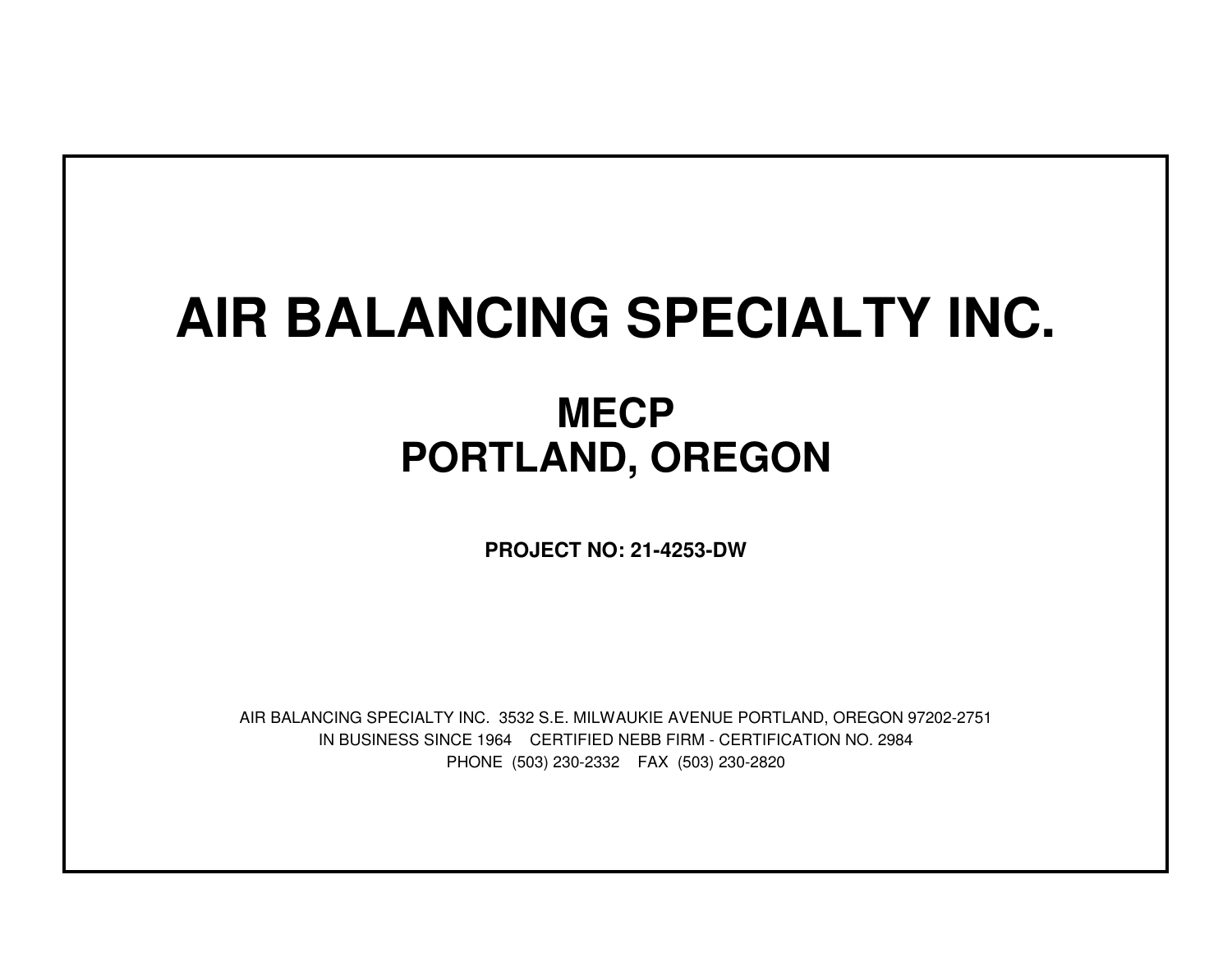# AIR BALANCING SPECIALTY INC.

## MECP
## PORTLAND, OREGON

**PROJECT NO: 21-4253-DW**

AIR BALANCING SPECIALTY INC. 3532 S.E. MILWAUKIE AVENUE PORTLAND, OREGON 97202-2751
IN BUSINESS SINCE 1964 CERTIFIED NEBB FIRM - CERTIFICATION NO. 2984
PHONE (503) 230-2332 FAX (503) 230-2820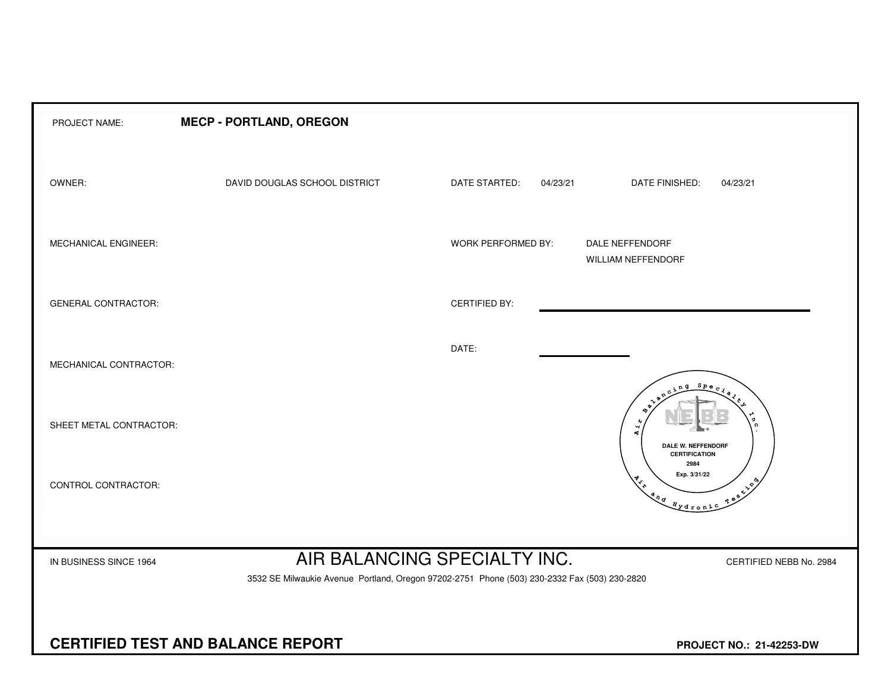PROJECT NAME: **MECP - PORTLAND, OREGON**

| | | | |
|---|---|---|---|
| OWNER: | DAVID DOUGLAS SCHOOL DISTRICT | DATE STARTED: 04/23/21 | DATE FINISHED: 04/23/21 |
| MECHANICAL ENGINEER: | | WORK PERFORMED BY: | DALE NEFFENDORF<br>WILLIAM NEFFENDORF |
| GENERAL CONTRACTOR: | | CERTIFIED BY: | |
| MECHANICAL CONTRACTOR: | | DATE: | |
| SHEET METAL CONTRACTOR: | | | |
| CONTROL CONTRACTOR: | | | |

Air Balancing Specialty Inc.
NEBB
DALE W. NEFFENDORF
CERTIFICATION
2984
Exp. 3/31/22
Air and Hydronic Testing

IN BUSINESS SINCE 1964

# AIR BALANCING SPECIALTY INC.

CERTIFIED NEBB No. 2984

3532 SE Milwaukie Avenue Portland, Oregon 97202-2751 Phone (503) 230-2332 Fax (503) 230-2820

**CERTIFIED TEST AND BALANCE REPORT**

**PROJECT NO.: 21-42253-DW**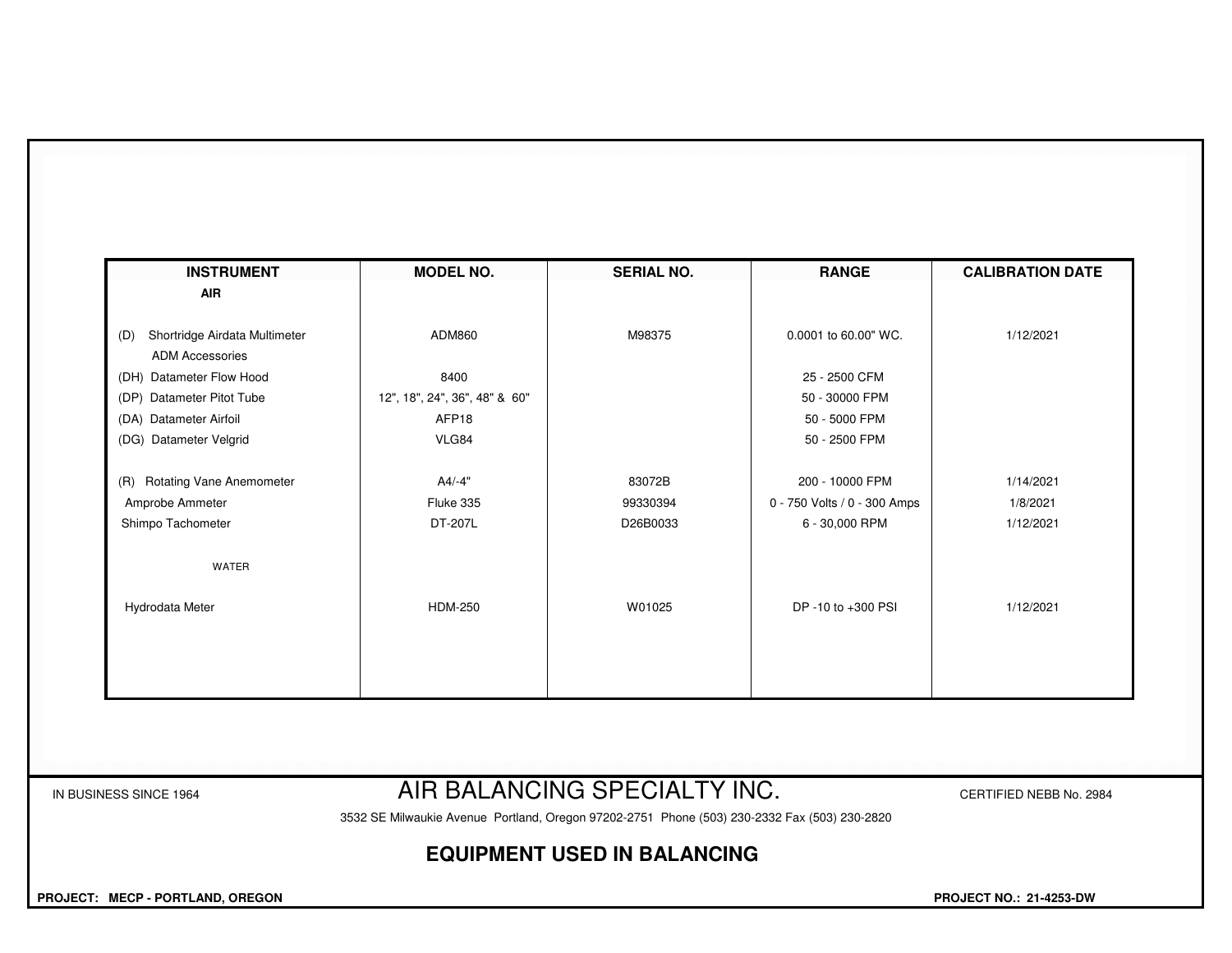| INSTRUMENT | MODEL NO. | SERIAL NO. | RANGE | CALIBRATION DATE |
|---|---|---|---|---|
| **AIR** | | | | |
| (D) Shortridge Airdata Multimeter | ADM860 | M98375 | 0.0001 to 60.00" WC. | 1/12/2021 |
| ADM Accessories | | | | |
| (DH) Datameter Flow Hood | 8400 | | 25 - 2500 CFM | |
| (DP) Datameter Pitot Tube | 12", 18", 24", 36", 48" & 60" | | 50 - 30000 FPM | |
| (DA) Datameter Airfoil | AFP18 | | 50 - 5000 FPM | |
| (DG) Datameter Velgrid | VLG84 | | 50 - 2500 FPM | |
| (R) Rotating Vane Anemometer | A4/-4" | 83072B | 200 - 10000 FPM | 1/14/2021 |
| Amprobe Ammeter | Fluke 335 | 99330394 | 0 - 750 Volts / 0 - 300 Amps | 1/8/2021 |
| Shimpo Tachometer | DT-207L | D26B0033 | 6 - 30,000 RPM | 1/12/2021 |
| WATER | | | | |
| Hydrodata Meter | HDM-250 | W01025 | DP -10 to +300 PSI | 1/12/2021 |

IN BUSINESS SINCE 1964

# AIR BALANCING SPECIALTY INC.

CERTIFIED NEBB No. 2984

3532 SE Milwaukie Avenue Portland, Oregon 97202-2751 Phone (503) 230-2332 Fax (503) 230-2820

## EQUIPMENT USED IN BALANCING

**PROJECT: MECP - PORTLAND, OREGON**

**PROJECT NO.: 21-4253-DW**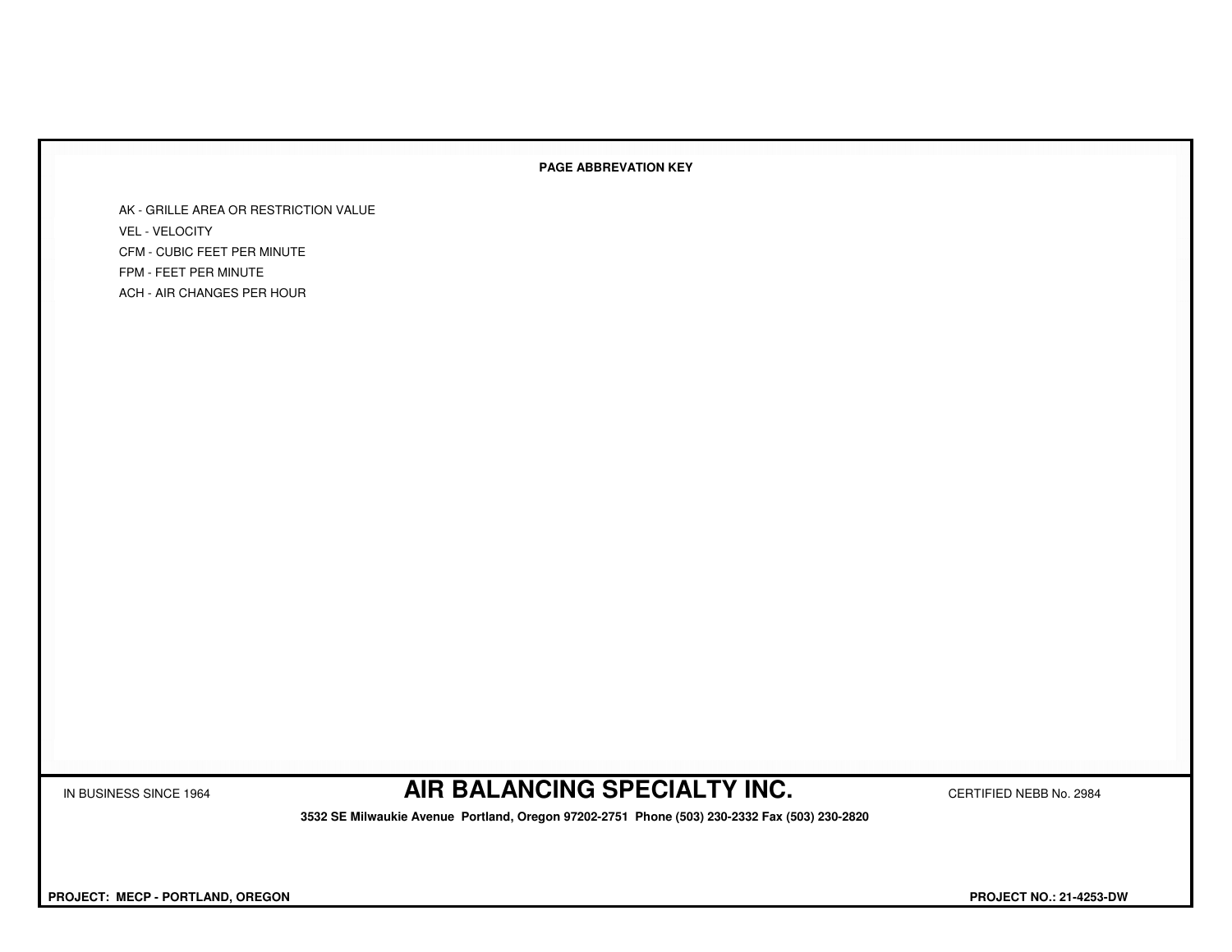**PAGE ABBREVATION KEY**

AK - GRILLE AREA OR RESTRICTION VALUE
VEL - VELOCITY
CFM - CUBIC FEET PER MINUTE
FPM - FEET PER MINUTE
ACH - AIR CHANGES PER HOUR

IN BUSINESS SINCE 1964

**AIR BALANCING SPECIALTY INC.**

CERTIFIED NEBB No. 2984

**3532 SE Milwaukie Avenue Portland, Oregon 97202-2751 Phone (503) 230-2332 Fax (503) 230-2820**

**PROJECT: MECP - PORTLAND, OREGON**

**PROJECT NO.: 21-4253-DW**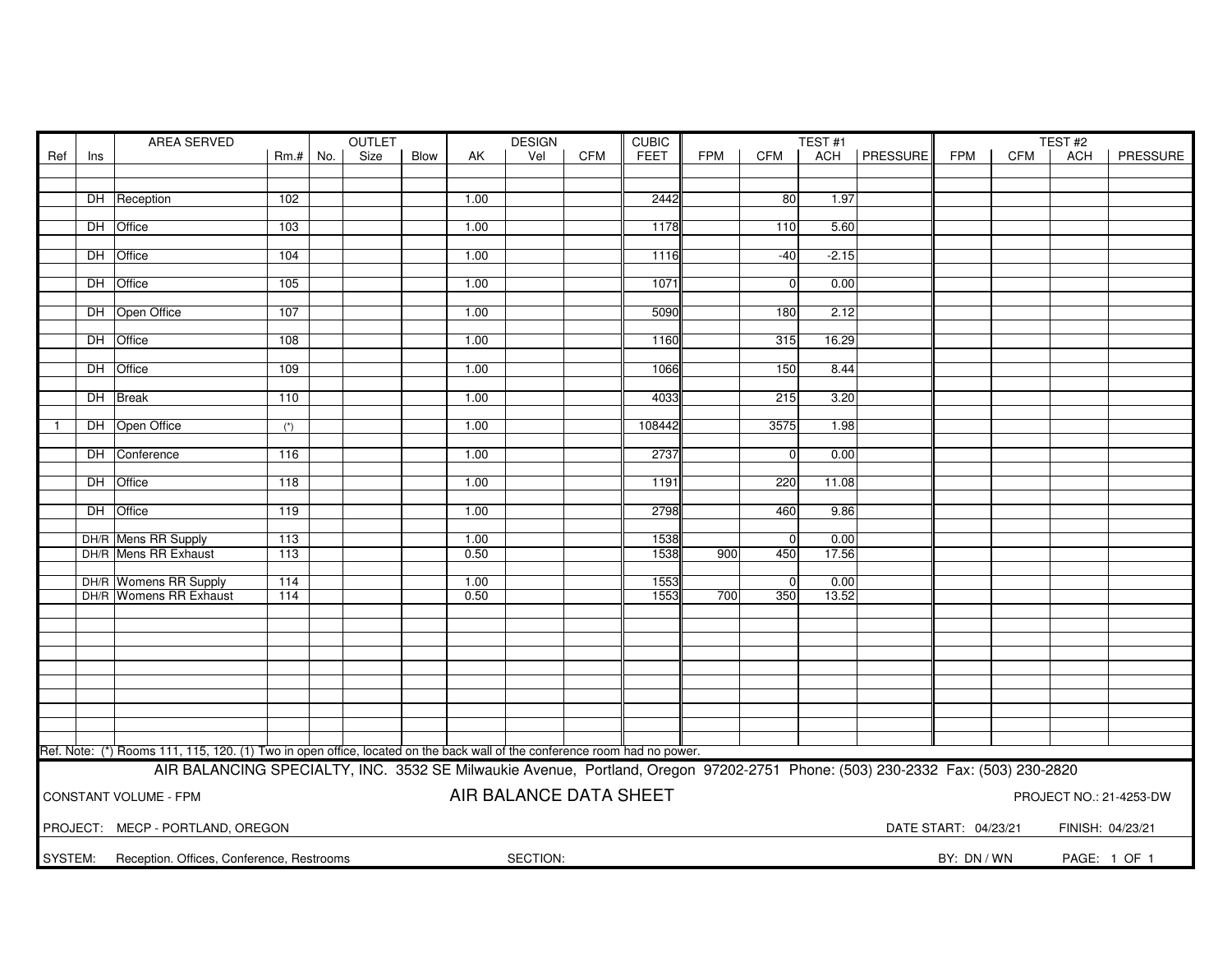| Ref | Ins | AREA SERVED | Rm.# | OUTLET No. | OUTLET Size | OUTLET Blow | DESIGN AK | DESIGN Vel | DESIGN CFM | CUBIC FEET | TEST #1 FPM | TEST #1 CFM | TEST #1 ACH | TEST #1 PRESSURE | TEST #2 FPM | TEST #2 CFM | TEST #2 ACH | TEST #2 PRESSURE |
|---|---|---|---|---|---|---|---|---|---|---|---|---|---|---|---|---|---|---|
| | DH | Reception | 102 | | | | 1.00 | | | 2442 | | 80 | 1.97 | | | | | |
| | DH | Office | 103 | | | | 1.00 | | | 1178 | | 110 | 5.60 | | | | | |
| | DH | Office | 104 | | | | 1.00 | | | 1116 | | -40 | -2.15 | | | | | |
| | DH | Office | 105 | | | | 1.00 | | | 1071 | | 0 | 0.00 | | | | | |
| | DH | Open Office | 107 | | | | 1.00 | | | 5090 | | 180 | 2.12 | | | | | |
| | DH | Office | 108 | | | | 1.00 | | | 1160 | | 315 | 16.29 | | | | | |
| | DH | Office | 109 | | | | 1.00 | | | 1066 | | 150 | 8.44 | | | | | |
| | DH | Break | 110 | | | | 1.00 | | | 4033 | | 215 | 3.20 | | | | | |
| 1 | DH | Open Office | (*) | | | | 1.00 | | | 108442 | | 3575 | 1.98 | | | | | |
| | DH | Conference | 116 | | | | 1.00 | | | 2737 | | 0 | 0.00 | | | | | |
| | DH | Office | 118 | | | | 1.00 | | | 1191 | | 220 | 11.08 | | | | | |
| | DH | Office | 119 | | | | 1.00 | | | 2798 | | 460 | 9.86 | | | | | |
| | DH/R | Mens RR Supply | 113 | | | | 1.00 | | | 1538 | | 0 | 0.00 | | | | | |
| | DH/R | Mens RR Exhaust | 113 | | | | 0.50 | | | 1538 | 900 | 450 | 17.56 | | | | | |
| | DH/R | Womens RR Supply | 114 | | | | 1.00 | | | 1553 | | 0 | 0.00 | | | | | |
| | DH/R | Womens RR Exhaust | 114 | | | | 0.50 | | | 1553 | 700 | 350 | 13.52 | | | | | |

Ref. Note: (*) Rooms 111, 115, 120. (1) Two in open office, located on the back wall of the conference room had no power.

AIR BALANCING SPECIALTY, INC. 3532 SE Milwaukie Avenue, Portland, Oregon 97202-2751 Phone: (503) 230-2332 Fax: (503) 230-2820

CONSTANT VOLUME - FPM

AIR BALANCE DATA SHEET

PROJECT NO.: 21-4253-DW

PROJECT: MECP - PORTLAND, OREGON

DATE START: 04/23/21 FINISH: 04/23/21

SYSTEM: Reception. Offices, Conference, Restrooms

SECTION:

BY: DN / WN

PAGE: 1 OF 1